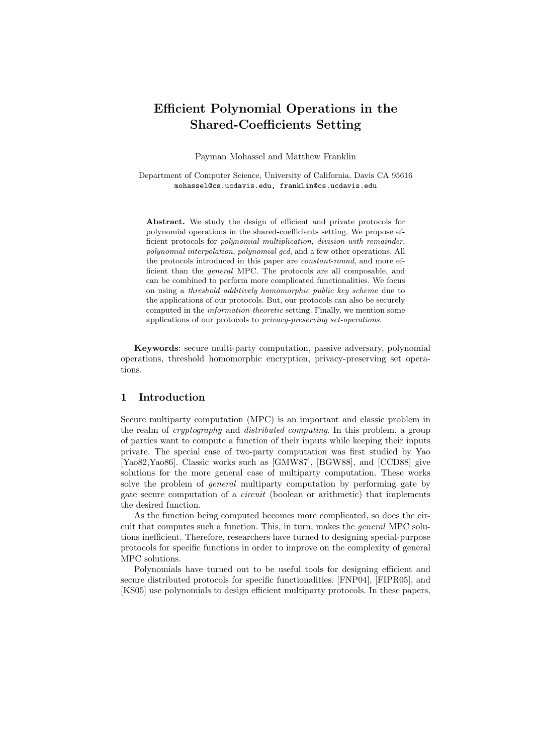# Efficient Polynomial Operations in the Shared-Coefficients Setting

Payman Mohassel and Matthew Franklin

Department of Computer Science, University of California, Davis CA 95616
mohassel@cs.ucdavis.edu, franklin@cs.ucdavis.edu

**Abstract.** We study the design of efficient and private protocols for polynomial operations in the shared-coefficients setting. We propose efficient protocols for *polynomial multiplication*, *division with remainder*, *polynomial interpolation*, *polynomial gcd*, and a few other operations. All the protocols introduced in this paper are *constant-round*, and more efficient than the *general* MPC. The protocols are all composable, and can be combined to perform more complicated functionalities. We focus on using a *threshold additively homomorphic public key scheme* due to the applications of our protocols. But, our protocols can also be securely computed in the *information-theoretic* setting. Finally, we mention some applications of our protocols to *privacy-preserving set-operations*.

**Keywords**: secure multi-party computation, passive adversary, polynomial operations, threshold homomorphic encryption, privacy-preserving set operations.

## 1 Introduction

Secure multiparty computation (MPC) is an important and classic problem in the realm of *cryptography* and *distributed computing*. In this problem, a group of parties want to compute a function of their inputs while keeping their inputs private. The special case of two-party computation was first studied by Yao [Yao82,Yao86]. Classic works such as [GMW87], [BGW88], and [CCD88] give solutions for the more general case of multiparty computation. These works solve the problem of *general* multiparty computation by performing gate by gate secure computation of a *circuit* (boolean or arithmetic) that implements the desired function.

As the function being computed becomes more complicated, so does the circuit that computes such a function. This, in turn, makes the *general* MPC solutions inefficient. Therefore, researchers have turned to designing special-purpose protocols for specific functions in order to improve on the complexity of general MPC solutions.

Polynomials have turned out to be useful tools for designing efficient and secure distributed protocols for specific functionalities. [FNP04], [FIPR05], and [KS05] use polynomials to design efficient multiparty protocols. In these papers,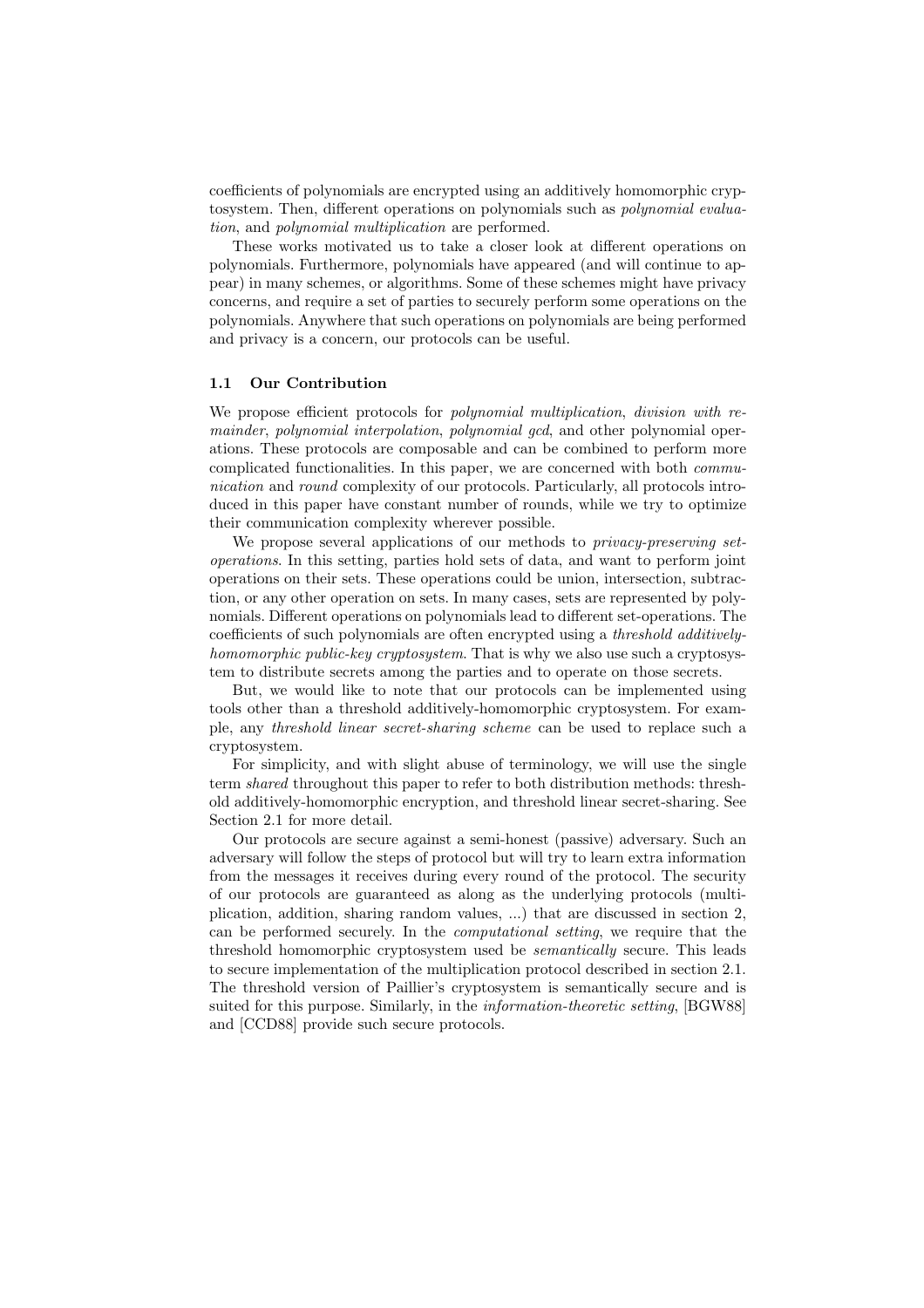coefficients of polynomials are encrypted using an additively homomorphic cryptosystem. Then, different operations on polynomials such as *polynomial evaluation*, and *polynomial multiplication* are performed.

These works motivated us to take a closer look at different operations on polynomials. Furthermore, polynomials have appeared (and will continue to appear) in many schemes, or algorithms. Some of these schemes might have privacy concerns, and require a set of parties to securely perform some operations on the polynomials. Anywhere that such operations on polynomials are being performed and privacy is a concern, our protocols can be useful.

### 1.1 Our Contribution

We propose efficient protocols for *polynomial multiplication*, *division with remainder*, *polynomial interpolation*, *polynomial gcd*, and other polynomial operations. These protocols are composable and can be combined to perform more complicated functionalities. In this paper, we are concerned with both *communication* and *round* complexity of our protocols. Particularly, all protocols introduced in this paper have constant number of rounds, while we try to optimize their communication complexity wherever possible.

We propose several applications of our methods to *privacy-preserving set-operations*. In this setting, parties hold sets of data, and want to perform joint operations on their sets. These operations could be union, intersection, subtraction, or any other operation on sets. In many cases, sets are represented by polynomials. Different operations on polynomials lead to different set-operations. The coefficients of such polynomials are often encrypted using a *threshold additively-homomorphic public-key cryptosystem*. That is why we also use such a cryptosystem to distribute secrets among the parties and to operate on those secrets.

But, we would like to note that our protocols can be implemented using tools other than a threshold additively-homomorphic cryptosystem. For example, any *threshold linear secret-sharing scheme* can be used to replace such a cryptosystem.

For simplicity, and with slight abuse of terminology, we will use the single term *shared* throughout this paper to refer to both distribution methods: threshold additively-homomorphic encryption, and threshold linear secret-sharing. See Section 2.1 for more detail.

Our protocols are secure against a semi-honest (passive) adversary. Such an adversary will follow the steps of protocol but will try to learn extra information from the messages it receives during every round of the protocol. The security of our protocols are guaranteed as along as the underlying protocols (multiplication, addition, sharing random values, ...) that are discussed in section 2, can be performed securely. In the *computational setting*, we require that the threshold homomorphic cryptosystem used be *semantically* secure. This leads to secure implementation of the multiplication protocol described in section 2.1. The threshold version of Paillier's cryptosystem is semantically secure and is suited for this purpose. Similarly, in the *information-theoretic setting*, [BGW88] and [CCD88] provide such secure protocols.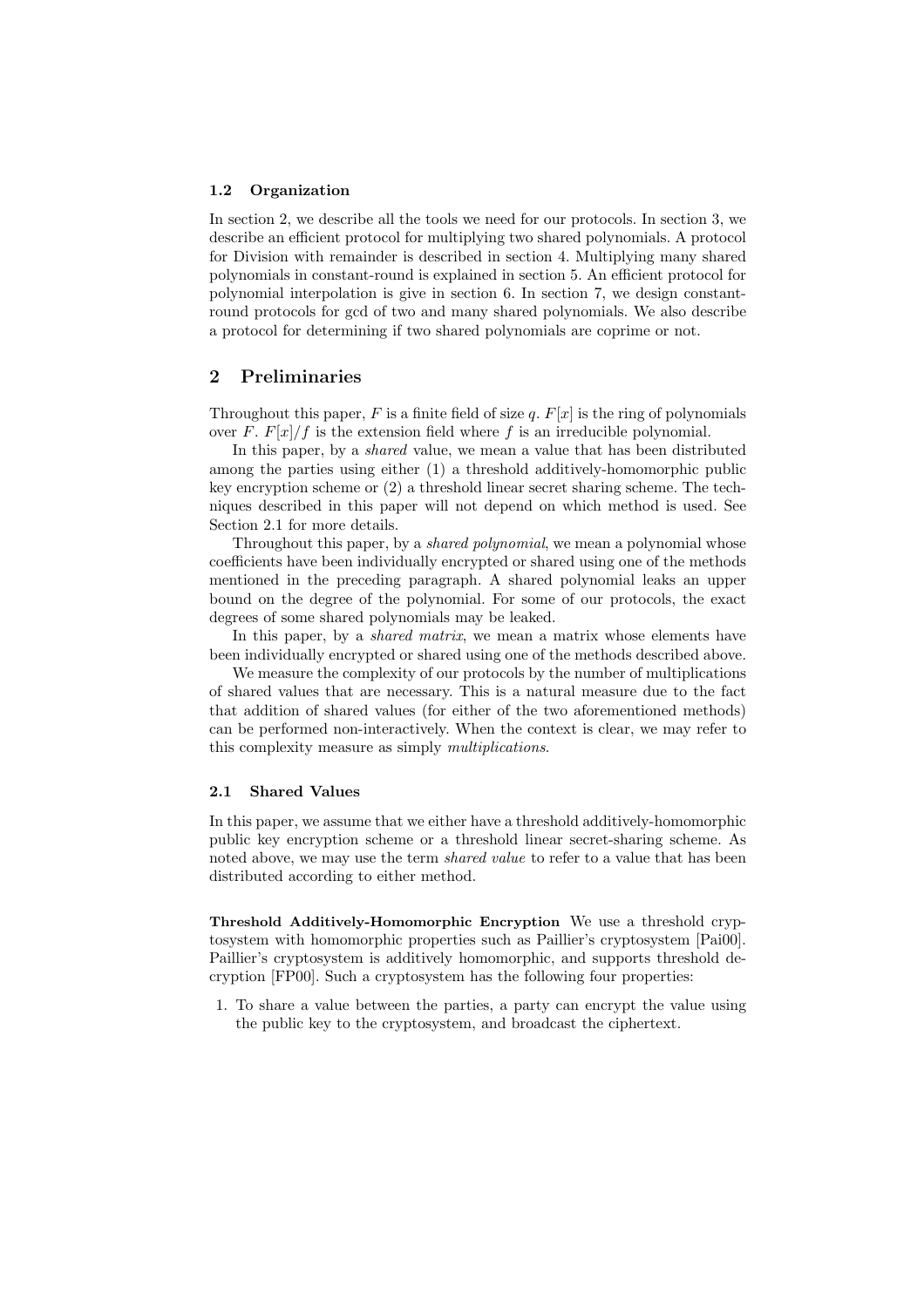### 1.2 Organization

In section 2, we describe all the tools we need for our protocols. In section 3, we describe an efficient protocol for multiplying two shared polynomials. A protocol for Division with remainder is described in section 4. Multiplying many shared polynomials in constant-round is explained in section 5. An efficient protocol for polynomial interpolation is give in section 6. In section 7, we design constant-round protocols for gcd of two and many shared polynomials. We also describe a protocol for determining if two shared polynomials are coprime or not.

## 2 Preliminaries

Throughout this paper, $F$ is a finite field of size $q$. $F[x]$ is the ring of polynomials over $F$. $F[x]/f$ is the extension field where $f$ is an irreducible polynomial.

In this paper, by a *shared* value, we mean a value that has been distributed among the parties using either (1) a threshold additively-homomorphic public key encryption scheme or (2) a threshold linear secret sharing scheme. The techniques described in this paper will not depend on which method is used. See Section 2.1 for more details.

Throughout this paper, by a *shared polynomial*, we mean a polynomial whose coefficients have been individually encrypted or shared using one of the methods mentioned in the preceding paragraph. A shared polynomial leaks an upper bound on the degree of the polynomial. For some of our protocols, the exact degrees of some shared polynomials may be leaked.

In this paper, by a *shared matrix*, we mean a matrix whose elements have been individually encrypted or shared using one of the methods described above.

We measure the complexity of our protocols by the number of multiplications of shared values that are necessary. This is a natural measure due to the fact that addition of shared values (for either of the two aforementioned methods) can be performed non-interactively. When the context is clear, we may refer to this complexity measure as simply *multiplications*.

### 2.1 Shared Values

In this paper, we assume that we either have a threshold additively-homomorphic public key encryption scheme or a threshold linear secret-sharing scheme. As noted above, we may use the term *shared value* to refer to a value that has been distributed according to either method.

**Threshold Additively-Homomorphic Encryption** We use a threshold cryptosystem with homomorphic properties such as Paillier's cryptosystem [Pai00]. Paillier's cryptosystem is additively homomorphic, and supports threshold decryption [FP00]. Such a cryptosystem has the following four properties:

1. To share a value between the parties, a party can encrypt the value using the public key to the cryptosystem, and broadcast the ciphertext.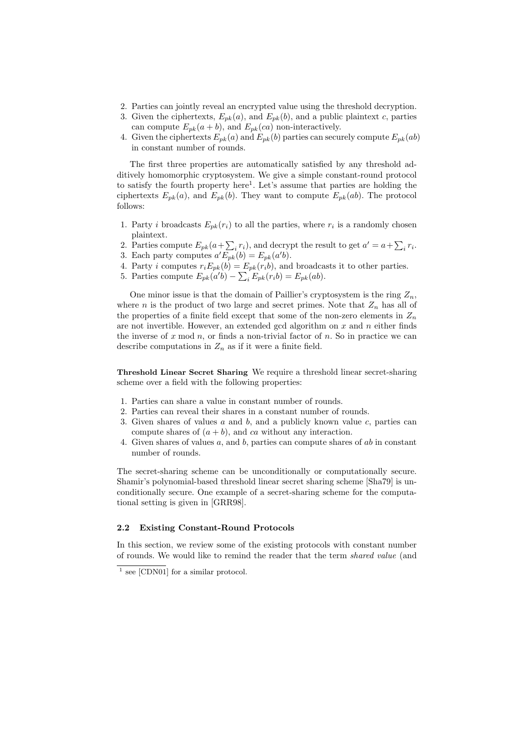2. Parties can jointly reveal an encrypted value using the threshold decryption.
3. Given the ciphertexts, $E_{pk}(a)$, and $E_{pk}(b)$, and a public plaintext $c$, parties can compute $E_{pk}(a+b)$, and $E_{pk}(ca)$ non-interactively.
4. Given the ciphertexts $E_{pk}(a)$ and $E_{pk}(b)$ parties can securely compute $E_{pk}(ab)$ in constant number of rounds.

The first three properties are automatically satisfied by any threshold additively homomorphic cryptosystem. We give a simple constant-round protocol to satisfy the fourth property here[1]. Let's assume that parties are holding the ciphertexts $E_{pk}(a)$, and $E_{pk}(b)$. They want to compute $E_{pk}(ab)$. The protocol follows:

1. Party $i$ broadcasts $E_{pk}(r_i)$ to all the parties, where $r_i$ is a randomly chosen plaintext.
2. Parties compute $E_{pk}(a+\sum_i r_i)$, and decrypt the result to get $a' = a+\sum_i r_i$.
3. Each party computes $a'E_{pk}(b) = E_{pk}(a'b)$.
4. Party $i$ computes $r_i E_{pk}(b) = E_{pk}(r_i b)$, and broadcasts it to other parties.
5. Parties compute $E_{pk}(a'b) - \sum_i E_{pk}(r_i b) = E_{pk}(ab)$.

One minor issue is that the domain of Paillier's cryptosystem is the ring $Z_n$, where $n$ is the product of two large and secret primes. Note that $Z_n$ has all of the properties of a finite field except that some of the non-zero elements in $Z_n$ are not invertible. However, an extended gcd algorithm on $x$ and $n$ either finds the inverse of $x$ mod $n$, or finds a non-trivial factor of $n$. So in practice we can describe computations in $Z_n$ as if it were a finite field.

**Threshold Linear Secret Sharing** We require a threshold linear secret-sharing scheme over a field with the following properties:

1. Parties can share a value in constant number of rounds.
2. Parties can reveal their shares in a constant number of rounds.
3. Given shares of values $a$ and $b$, and a publicly known value $c$, parties can compute shares of $(a+b)$, and $ca$ without any interaction.
4. Given shares of values $a$, and $b$, parties can compute shares of $ab$ in constant number of rounds.

The secret-sharing scheme can be unconditionally or computationally secure. Shamir's polynomial-based threshold linear secret sharing scheme [Sha79] is unconditionally secure. One example of a secret-sharing scheme for the computational setting is given in [GRR98].

### 2.2 Existing Constant-Round Protocols

In this section, we review some of the existing protocols with constant number of rounds. We would like to remind the reader that the term *shared value* (and

[1] see [CDN01] for a similar protocol.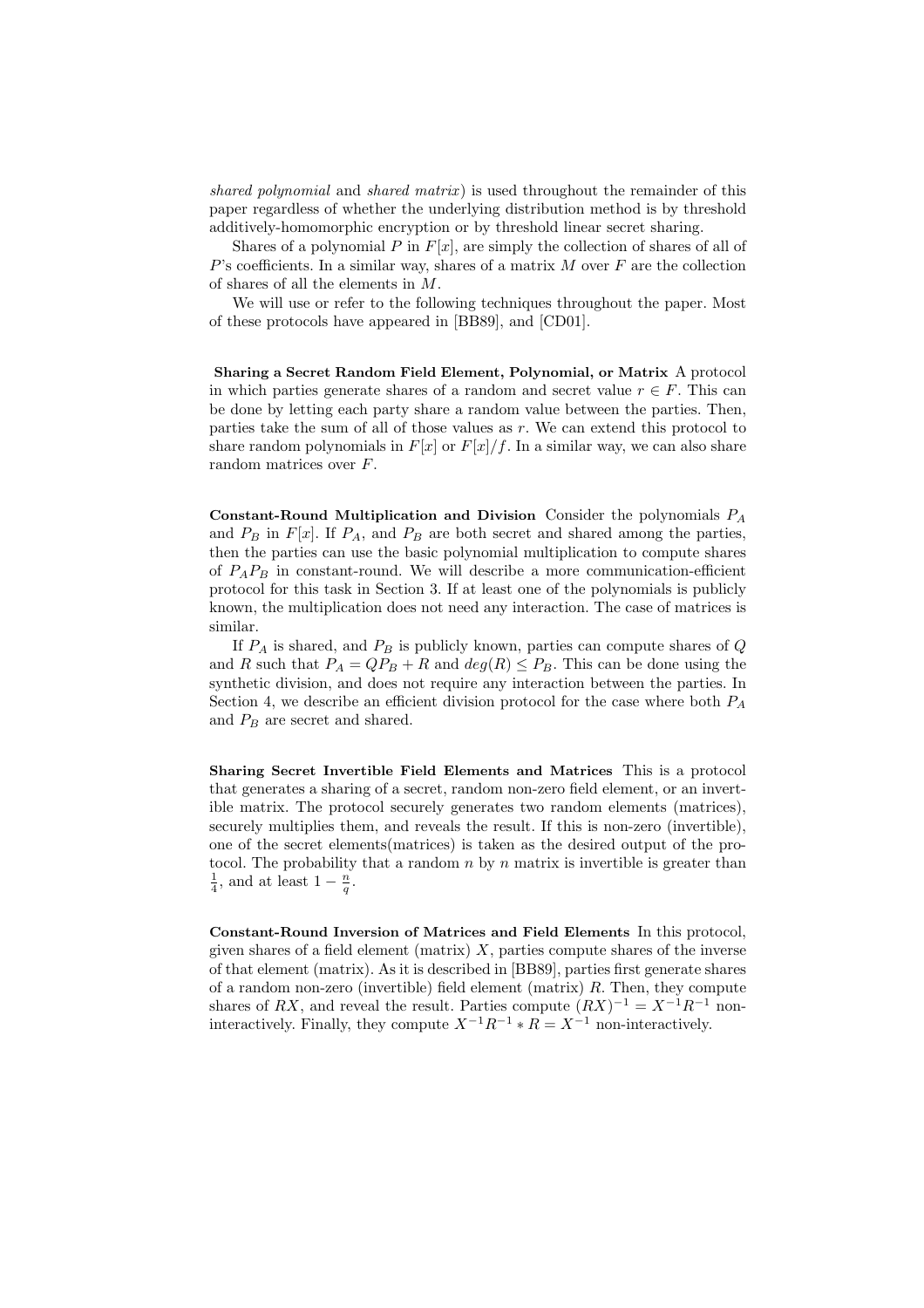*shared polynomial* and *shared matrix*) is used throughout the remainder of this paper regardless of whether the underlying distribution method is by threshold additively-homomorphic encryption or by threshold linear secret sharing.

Shares of a polynomial $P$ in $F[x]$, are simply the collection of shares of all of $P$'s coefficients. In a similar way, shares of a matrix $M$ over $F$ are the collection of shares of all the elements in $M$.

We will use or refer to the following techniques throughout the paper. Most of these protocols have appeared in [BB89], and [CD01].

**Sharing a Secret Random Field Element, Polynomial, or Matrix** A protocol in which parties generate shares of a random and secret value $r \in F$. This can be done by letting each party share a random value between the parties. Then, parties take the sum of all of those values as $r$. We can extend this protocol to share random polynomials in $F[x]$ or $F[x]/f$. In a similar way, we can also share random matrices over $F$.

**Constant-Round Multiplication and Division** Consider the polynomials $P_A$ and $P_B$ in $F[x]$. If $P_A$, and $P_B$ are both secret and shared among the parties, then the parties can use the basic polynomial multiplication to compute shares of $P_A P_B$ in constant-round. We will describe a more communication-efficient protocol for this task in Section 3. If at least one of the polynomials is publicly known, the multiplication does not need any interaction. The case of matrices is similar.

If $P_A$ is shared, and $P_B$ is publicly known, parties can compute shares of $Q$ and $R$ such that $P_A = QP_B + R$ and $deg(R) \leq P_B$. This can be done using the synthetic division, and does not require any interaction between the parties. In Section 4, we describe an efficient division protocol for the case where both $P_A$ and $P_B$ are secret and shared.

**Sharing Secret Invertible Field Elements and Matrices** This is a protocol that generates a sharing of a secret, random non-zero field element, or an invertible matrix. The protocol securely generates two random elements (matrices), securely multiplies them, and reveals the result. If this is non-zero (invertible), one of the secret elements(matrices) is taken as the desired output of the protocol. The probability that a random $n$ by $n$ matrix is invertible is greater than $\frac{1}{4}$, and at least $1 - \frac{n}{q}$.

**Constant-Round Inversion of Matrices and Field Elements** In this protocol, given shares of a field element (matrix) $X$, parties compute shares of the inverse of that element (matrix). As it is described in [BB89], parties first generate shares of a random non-zero (invertible) field element (matrix) $R$. Then, they compute shares of $RX$, and reveal the result. Parties compute $(RX)^{-1} = X^{-1}R^{-1}$ non-interactively. Finally, they compute $X^{-1}R^{-1} * R = X^{-1}$ non-interactively.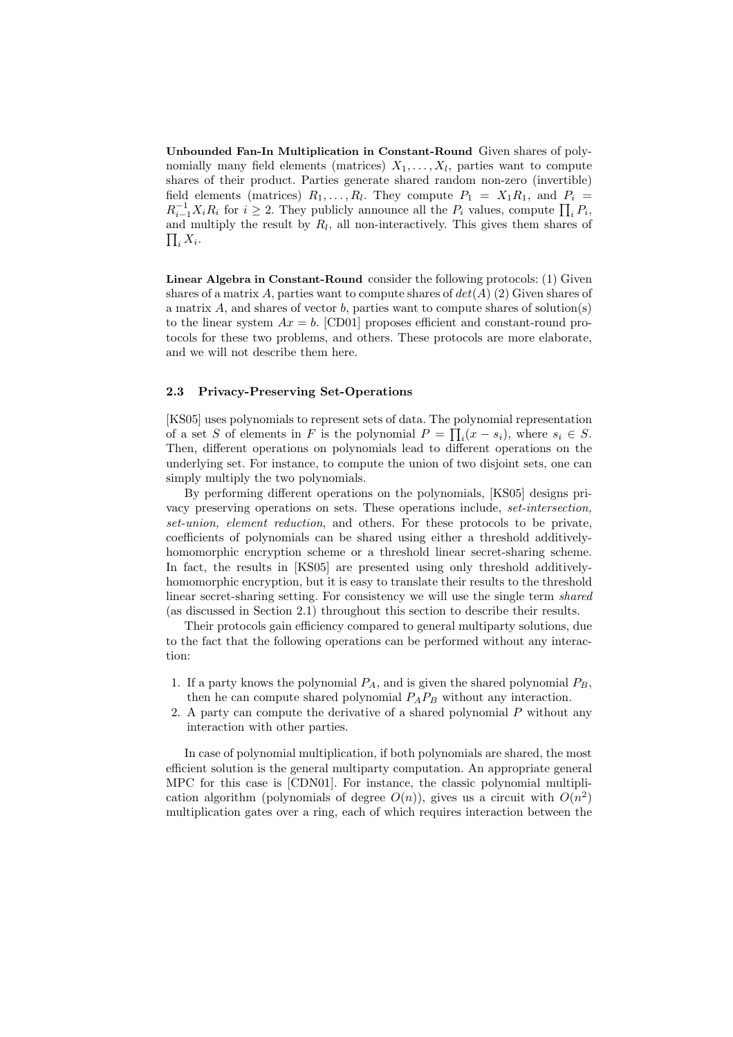**Unbounded Fan-In Multiplication in Constant-Round** Given shares of polynomially many field elements (matrices) $X_1, \ldots, X_l$, parties want to compute shares of their product. Parties generate shared random non-zero (invertible) field elements (matrices) $R_1, \ldots, R_l$. They compute $P_1 = X_1 R_1$, and $P_i = R_{i-1}^{-1} X_i R_i$ for $i \geq 2$. They publicly announce all the $P_i$ values, compute $\prod_i P_i$, and multiply the result by $R_l$, all non-interactively. This gives them shares of $\prod_i X_i$.

**Linear Algebra in Constant-Round** consider the following protocols: (1) Given shares of a matrix $A$, parties want to compute shares of $det(A)$ (2) Given shares of a matrix $A$, and shares of vector $b$, parties want to compute shares of solution(s) to the linear system $Ax = b$. [CD01] proposes efficient and constant-round protocols for these two problems, and others. These protocols are more elaborate, and we will not describe them here.

### 2.3 Privacy-Preserving Set-Operations

[KS05] uses polynomials to represent sets of data. The polynomial representation of a set $S$ of elements in $F$ is the polynomial $P = \prod_i (x - s_i)$, where $s_i \in S$. Then, different operations on polynomials lead to different operations on the underlying set. For instance, to compute the union of two disjoint sets, one can simply multiply the two polynomials.

By performing different operations on the polynomials, [KS05] designs privacy preserving operations on sets. These operations include, *set-intersection, set-union, element reduction*, and others. For these protocols to be private, coefficients of polynomials can be shared using either a threshold additively-homomorphic encryption scheme or a threshold linear secret-sharing scheme. In fact, the results in [KS05] are presented using only threshold additively-homomorphic encryption, but it is easy to translate their results to the threshold linear secret-sharing setting. For consistency we will use the single term *shared* (as discussed in Section 2.1) throughout this section to describe their results.

Their protocols gain efficiency compared to general multiparty solutions, due to the fact that the following operations can be performed without any interaction:

1. If a party knows the polynomial $P_A$, and is given the shared polynomial $P_B$, then he can compute shared polynomial $P_A P_B$ without any interaction.
2. A party can compute the derivative of a shared polynomial $P$ without any interaction with other parties.

In case of polynomial multiplication, if both polynomials are shared, the most efficient solution is the general multiparty computation. An appropriate general MPC for this case is [CDN01]. For instance, the classic polynomial multiplication algorithm (polynomials of degree $O(n)$), gives us a circuit with $O(n^2)$ multiplication gates over a ring, each of which requires interaction between the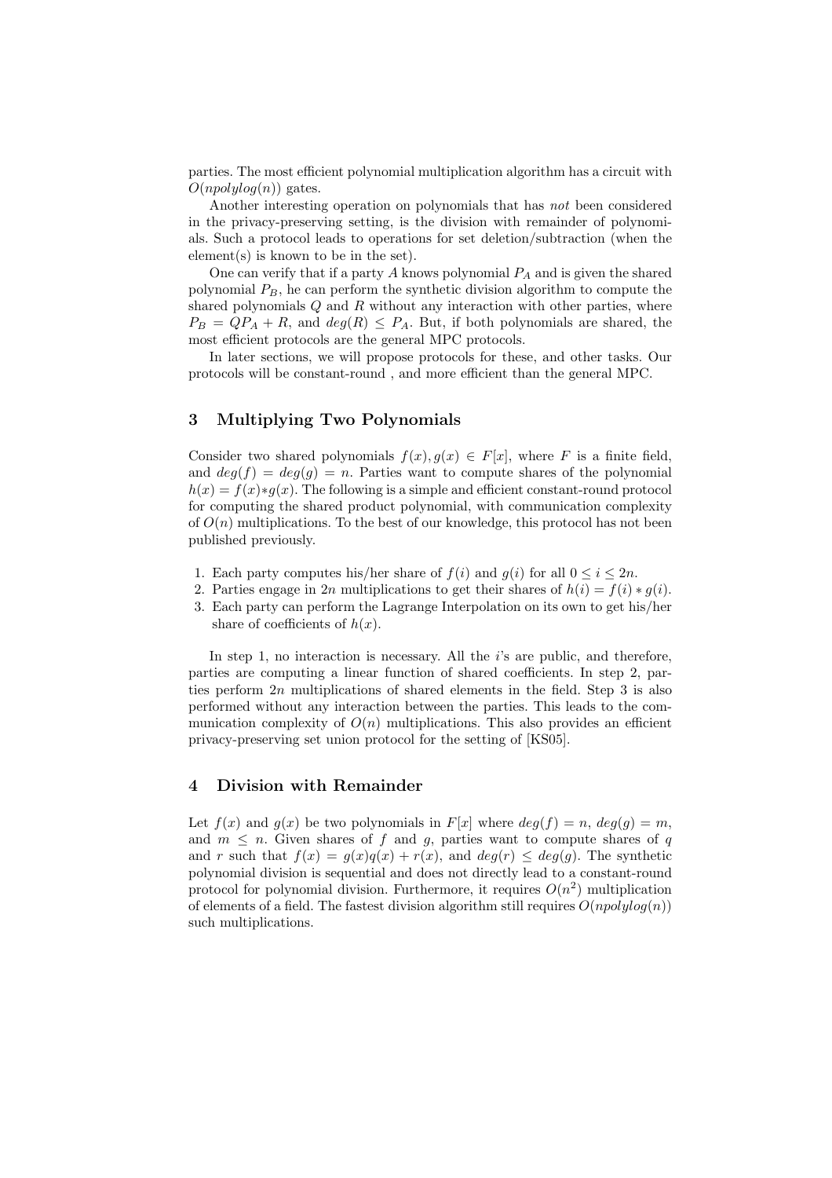parties. The most efficient polynomial multiplication algorithm has a circuit with $O(npolylog(n))$ gates.

Another interesting operation on polynomials that has *not* been considered in the privacy-preserving setting, is the division with remainder of polynomials. Such a protocol leads to operations for set deletion/subtraction (when the element(s) is known to be in the set).

One can verify that if a party $A$ knows polynomial $P_A$ and is given the shared polynomial $P_B$, he can perform the synthetic division algorithm to compute the shared polynomials $Q$ and $R$ without any interaction with other parties, where $P_B = QP_A + R$, and $deg(R) \leq P_A$. But, if both polynomials are shared, the most efficient protocols are the general MPC protocols.

In later sections, we will propose protocols for these, and other tasks. Our protocols will be constant-round , and more efficient than the general MPC.

## 3 Multiplying Two Polynomials

Consider two shared polynomials $f(x), g(x) \in F[x]$, where $F$ is a finite field, and $deg(f) = deg(g) = n$. Parties want to compute shares of the polynomial $h(x) = f(x) * g(x)$. The following is a simple and efficient constant-round protocol for computing the shared product polynomial, with communication complexity of $O(n)$ multiplications. To the best of our knowledge, this protocol has not been published previously.

1. Each party computes his/her share of $f(i)$ and $g(i)$ for all $0 \leq i \leq 2n$.
2. Parties engage in $2n$ multiplications to get their shares of $h(i) = f(i) * g(i)$.
3. Each party can perform the Lagrange Interpolation on its own to get his/her share of coefficients of $h(x)$.

In step 1, no interaction is necessary. All the $i$'s are public, and therefore, parties are computing a linear function of shared coefficients. In step 2, parties perform $2n$ multiplications of shared elements in the field. Step 3 is also performed without any interaction between the parties. This leads to the communication complexity of $O(n)$ multiplications. This also provides an efficient privacy-preserving set union protocol for the setting of [KS05].

## 4 Division with Remainder

Let $f(x)$ and $g(x)$ be two polynomials in $F[x]$ where $deg(f) = n$, $deg(g) = m$, and $m \leq n$. Given shares of $f$ and $g$, parties want to compute shares of $q$ and $r$ such that $f(x) = g(x)q(x) + r(x)$, and $deg(r) \leq deg(g)$. The synthetic polynomial division is sequential and does not directly lead to a constant-round protocol for polynomial division. Furthermore, it requires $O(n^2)$ multiplication of elements of a field. The fastest division algorithm still requires $O(npolylog(n))$ such multiplications.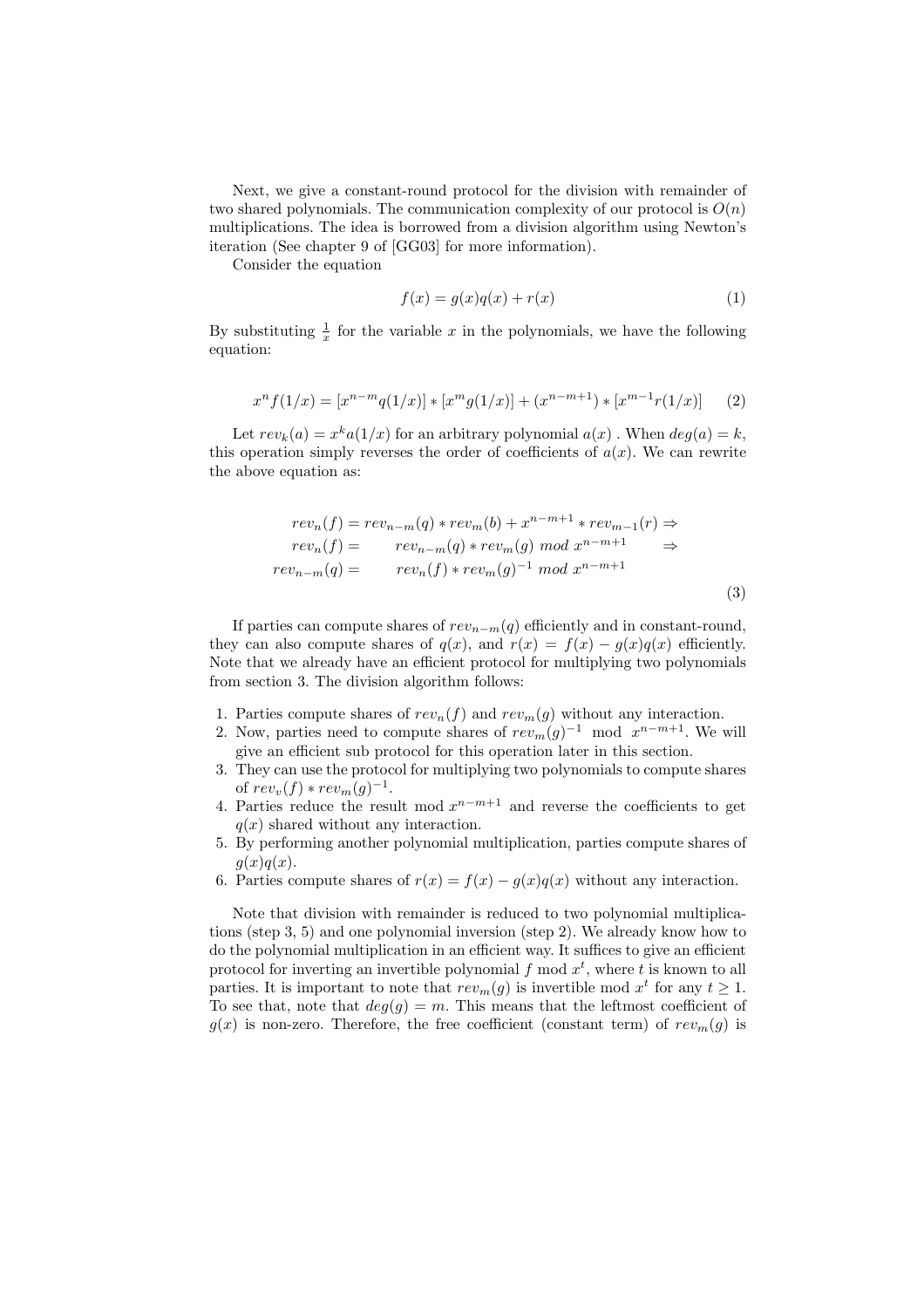Next, we give a constant-round protocol for the division with remainder of two shared polynomials. The communication complexity of our protocol is $O(n)$ multiplications. The idea is borrowed from a division algorithm using Newton's iteration (See chapter 9 of [GG03] for more information).

Consider the equation

$$f(x) = g(x)q(x) + r(x) \tag{1}$$

By substituting $\frac{1}{x}$ for the variable $x$ in the polynomials, we have the following equation:

$$x^n f(1/x) = [x^{n-m} q(1/x)] * [x^m g(1/x)] + (x^{n-m+1}) * [x^{m-1} r(1/x)] \tag{2}$$

Let $rev_k(a) = x^k a(1/x)$ for an arbitrary polynomial $a(x)$ . When $deg(a) = k$, this operation simply reverses the order of coefficients of $a(x)$. We can rewrite the above equation as:

$$\begin{aligned}
rev_n(f) &= rev_{n-m}(q) * rev_m(b) + x^{n-m+1} * rev_{m-1}(r) \Rightarrow \\
rev_n(f) &= \quad rev_{n-m}(q) * rev_m(g) \ mod \ x^{n-m+1} \quad \Rightarrow \\
rev_{n-m}(q) &= \quad rev_n(f) * rev_m(g)^{-1} \ mod \ x^{n-m+1}
\end{aligned} \tag{3}$$

If parties can compute shares of $rev_{n-m}(q)$ efficiently and in constant-round, they can also compute shares of $q(x)$, and $r(x) = f(x) - g(x)q(x)$ efficiently. Note that we already have an efficient protocol for multiplying two polynomials from section 3. The division algorithm follows:

1. Parties compute shares of $rev_n(f)$ and $rev_m(g)$ without any interaction.
2. Now, parties need to compute shares of $rev_m(g)^{-1} \mod x^{n-m+1}$. We will give an efficient sub protocol for this operation later in this section.
3. They can use the protocol for multiplying two polynomials to compute shares of $rev_v(f) * rev_m(g)^{-1}$.
4. Parties reduce the result mod $x^{n-m+1}$ and reverse the coefficients to get $q(x)$ shared without any interaction.
5. By performing another polynomial multiplication, parties compute shares of $g(x)q(x)$.
6. Parties compute shares of $r(x) = f(x) - g(x)q(x)$ without any interaction.

Note that division with remainder is reduced to two polynomial multiplications (step 3, 5) and one polynomial inversion (step 2). We already know how to do the polynomial multiplication in an efficient way. It suffices to give an efficient protocol for inverting an invertible polynomial $f$ mod $x^t$, where $t$ is known to all parties. It is important to note that $rev_m(g)$ is invertible mod $x^t$ for any $t \geq 1$. To see that, note that $deg(g) = m$. This means that the leftmost coefficient of $g(x)$ is non-zero. Therefore, the free coefficient (constant term) of $rev_m(g)$ is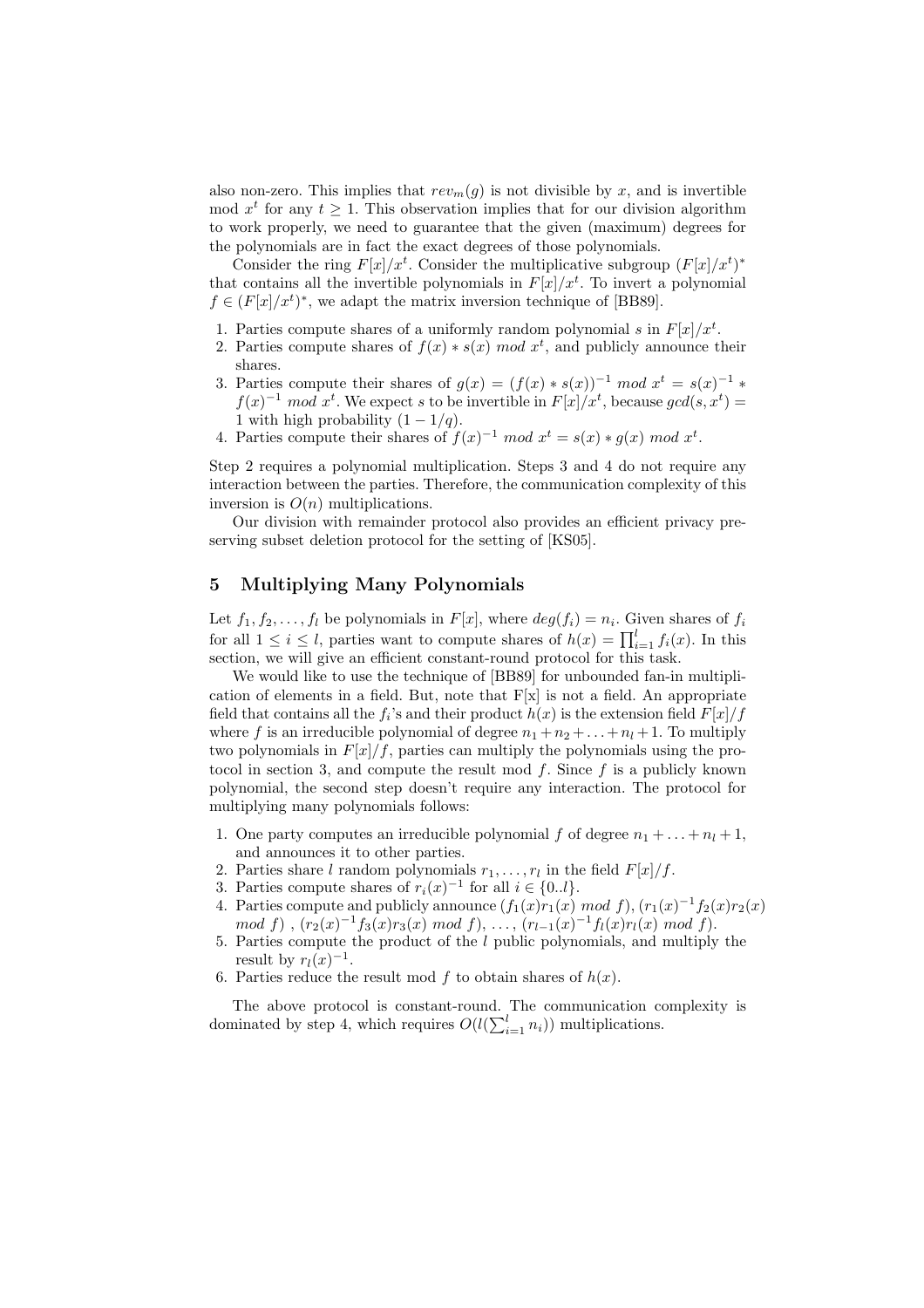also non-zero. This implies that $rev_m(g)$ is not divisible by $x$, and is invertible mod $x^t$ for any $t \geq 1$. This observation implies that for our division algorithm to work properly, we need to guarantee that the given (maximum) degrees for the polynomials are in fact the exact degrees of those polynomials.

Consider the ring $F[x]/x^t$. Consider the multiplicative subgroup $(F[x]/x^t)^*$ that contains all the invertible polynomials in $F[x]/x^t$. To invert a polynomial $f \in (F[x]/x^t)^*$, we adapt the matrix inversion technique of [BB89].

1. Parties compute shares of a uniformly random polynomial $s$ in $F[x]/x^t$.
2. Parties compute shares of $f(x) * s(x) \ mod \ x^t$, and publicly announce their shares.
3. Parties compute their shares of $g(x) = (f(x) * s(x))^{-1} \ mod \ x^t = s(x)^{-1} * f(x)^{-1} \ mod \ x^t$. We expect $s$ to be invertible in $F[x]/x^t$, because $gcd(s, x^t) = 1$ with high probability $(1 - 1/q)$.
4. Parties compute their shares of $f(x)^{-1} \ mod \ x^t = s(x) * g(x) \ mod \ x^t$.

Step 2 requires a polynomial multiplication. Steps 3 and 4 do not require any interaction between the parties. Therefore, the communication complexity of this inversion is $O(n)$ multiplications.

Our division with remainder protocol also provides an efficient privacy preserving subset deletion protocol for the setting of [KS05].

## 5 Multiplying Many Polynomials

Let $f_1, f_2, \ldots, f_l$ be polynomials in $F[x]$, where $deg(f_i) = n_i$. Given shares of $f_i$ for all $1 \leq i \leq l$, parties want to compute shares of $h(x) = \prod_{i=1}^{l} f_i(x)$. In this section, we will give an efficient constant-round protocol for this task.

We would like to use the technique of [BB89] for unbounded fan-in multiplication of elements in a field. But, note that F[x] is not a field. An appropriate field that contains all the $f_i$'s and their product $h(x)$ is the extension field $F[x]/f$ where $f$ is an irreducible polynomial of degree $n_1 + n_2 + \ldots + n_l + 1$. To multiply two polynomials in $F[x]/f$, parties can multiply the polynomials using the protocol in section 3, and compute the result mod $f$. Since $f$ is a publicly known polynomial, the second step doesn't require any interaction. The protocol for multiplying many polynomials follows:

1. One party computes an irreducible polynomial $f$ of degree $n_1 + \ldots + n_l + 1$, and announces it to other parties.
2. Parties share $l$ random polynomials $r_1, \ldots, r_l$ in the field $F[x]/f$.
3. Parties compute shares of $r_i(x)^{-1}$ for all $i \in \{0..l\}$.
4. Parties compute and publicly announce $(f_1(x)r_1(x) \ mod \ f)$, $(r_1(x)^{-1}f_2(x)r_2(x) \ mod \ f)$ , $(r_2(x)^{-1}f_3(x)r_3(x) \ mod \ f)$, $\ldots$, $(r_{l-1}(x)^{-1}f_l(x)r_l(x) \ mod \ f)$.
5. Parties compute the product of the $l$ public polynomials, and multiply the result by $r_l(x)^{-1}$.
6. Parties reduce the result mod $f$ to obtain shares of $h(x)$.

The above protocol is constant-round. The communication complexity is dominated by step 4, which requires $O(l(\sum_{i=1}^{l} n_i))$ multiplications.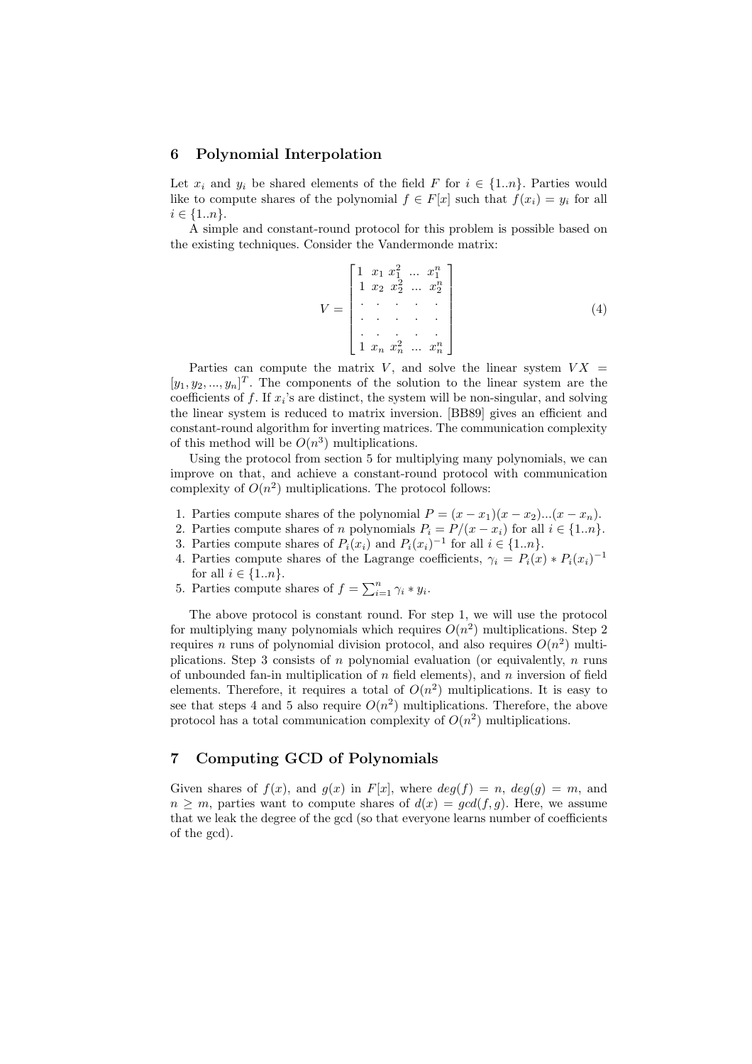## 6 Polynomial Interpolation

Let $x_i$ and $y_i$ be shared elements of the field $F$ for $i \in \{1..n\}$. Parties would like to compute shares of the polynomial $f \in F[x]$ such that $f(x_i) = y_i$ for all $i \in \{1..n\}$.

A simple and constant-round protocol for this problem is possible based on the existing techniques. Consider the Vandermonde matrix:

$$V = \begin{bmatrix} 1 & x_1 & x_1^2 & ... & x_1^n \\ 1 & x_2 & x_2^2 & ... & x_2^n \\ . & . & . & . & . \\ . & . & . & . & . \\ . & . & . & . & . \\ 1 & x_n & x_n^2 & ... & x_n^n \end{bmatrix} \tag{4}$$

Parties can compute the matrix $V$, and solve the linear system $VX = [y_1, y_2, ..., y_n]^T$. The components of the solution to the linear system are the coefficients of $f$. If $x_i$'s are distinct, the system will be non-singular, and solving the linear system is reduced to matrix inversion. [BB89] gives an efficient and constant-round algorithm for inverting matrices. The communication complexity of this method will be $O(n^3)$ multiplications.

Using the protocol from section 5 for multiplying many polynomials, we can improve on that, and achieve a constant-round protocol with communication complexity of $O(n^2)$ multiplications. The protocol follows:

1. Parties compute shares of the polynomial $P = (x - x_1)(x - x_2)...(x - x_n)$.
2. Parties compute shares of $n$ polynomials $P_i = P/(x - x_i)$ for all $i \in \{1..n\}$.
3. Parties compute shares of $P_i(x_i)$ and $P_i(x_i)^{-1}$ for all $i \in \{1..n\}$.
4. Parties compute shares of the Lagrange coefficients, $\gamma_i = P_i(x) * P_i(x_i)^{-1}$ for all $i \in \{1..n\}$.
5. Parties compute shares of $f = \sum_{i=1}^{n} \gamma_i * y_i$.

The above protocol is constant round. For step 1, we will use the protocol for multiplying many polynomials which requires $O(n^2)$ multiplications. Step 2 requires $n$ runs of polynomial division protocol, and also requires $O(n^2)$ multiplications. Step 3 consists of $n$ polynomial evaluation (or equivalently, $n$ runs of unbounded fan-in multiplication of $n$ field elements), and $n$ inversion of field elements. Therefore, it requires a total of $O(n^2)$ multiplications. It is easy to see that steps 4 and 5 also require $O(n^2)$ multiplications. Therefore, the above protocol has a total communication complexity of $O(n^2)$ multiplications.

## 7 Computing GCD of Polynomials

Given shares of $f(x)$, and $g(x)$ in $F[x]$, where $deg(f) = n$, $deg(g) = m$, and $n \geq m$, parties want to compute shares of $d(x) = gcd(f, g)$. Here, we assume that we leak the degree of the gcd (so that everyone learns number of coefficients of the gcd).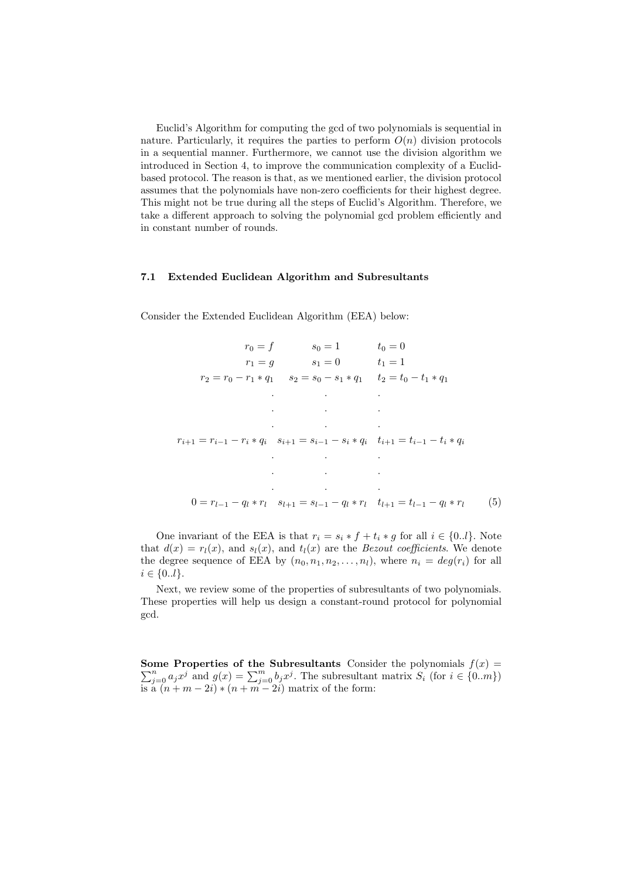Euclid's Algorithm for computing the gcd of two polynomials is sequential in nature. Particularly, it requires the parties to perform $O(n)$ division protocols in a sequential manner. Furthermore, we cannot use the division algorithm we introduced in Section 4, to improve the communication complexity of a Euclid-based protocol. The reason is that, as we mentioned earlier, the division protocol assumes that the polynomials have non-zero coefficients for their highest degree. This might not be true during all the steps of Euclid's Algorithm. Therefore, we take a different approach to solving the polynomial gcd problem efficiently and in constant number of rounds.

### 7.1 Extended Euclidean Algorithm and Subresultants

Consider the Extended Euclidean Algorithm (EEA) below:

$$
\begin{array}{ccc}
r_0 = f & s_0 = 1 & t_0 = 0 \\
r_1 = g & s_1 = 0 & t_1 = 1 \\
r_2 = r_0 - r_1 * q_1 & s_2 = s_0 - s_1 * q_1 & t_2 = t_0 - t_1 * q_1 \\
. & . & . \\
. & . & . \\
. & . & . \\
r_{i+1} = r_{i-1} - r_i * q_i & s_{i+1} = s_{i-1} - s_i * q_i & t_{i+1} = t_{i-1} - t_i * q_i \\
. & . & . \\
. & . & . \\
. & . & . \\
0 = r_{l-1} - q_l * r_l & s_{l+1} = s_{l-1} - q_l * r_l & t_{l+1} = t_{l-1} - q_l * r_l
\end{array} \quad (5)
$$

One invariant of the EEA is that $r_i = s_i * f + t_i * g$ for all $i \in \{0..l\}$. Note that $d(x) = r_l(x)$, and $s_l(x)$, and $t_l(x)$ are the *Bezout coefficients*. We denote the degree sequence of EEA by $(n_0, n_1, n_2, \ldots, n_l)$, where $n_i = deg(r_i)$ for all $i \in \{0..l\}$.

Next, we review some of the properties of subresultants of two polynomials. These properties will help us design a constant-round protocol for polynomial gcd.

**Some Properties of the Subresultants** Consider the polynomials $f(x) = \sum_{j=0}^{n} a_j x^j$ and $g(x) = \sum_{j=0}^{m} b_j x^j$. The subresultant matrix $S_i$ (for $i \in \{0..m\}$) is a $(n + m - 2i) * (n + m - 2i)$ matrix of the form: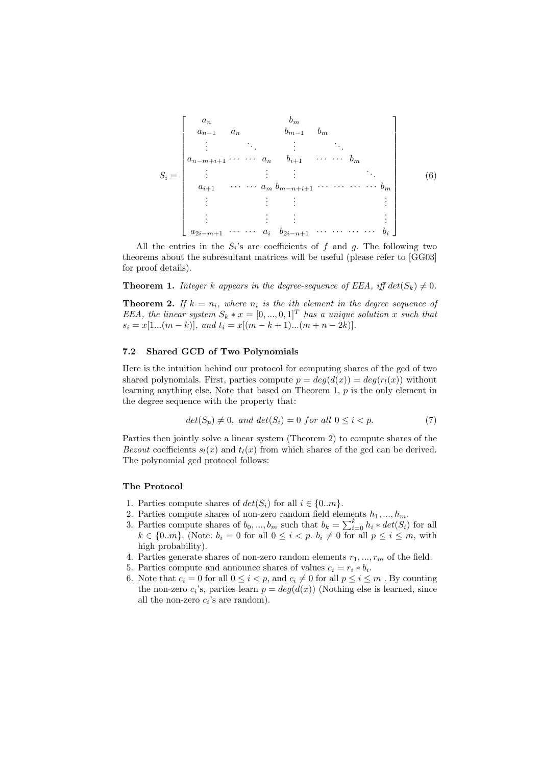$$
S_i = \begin{bmatrix}
a_n & & & b_m & & & \\
a_{n-1} & a_n & & b_{m-1} & b_m & & \\
\vdots & \ddots & & \vdots & \ddots & & \\
a_{n-m+i+1} \cdots & \cdots & a_n & b_{i+1} & \cdots \cdots & b_m & \\
\vdots & & \vdots & \vdots & & & \ddots \\
a_{i+1} & \cdots \cdots & a_m & b_{m-n+i+1} & \cdots \cdots & \cdots \cdots & b_m \\
\vdots & & \vdots & \vdots & & & \vdots \\
\vdots & & \vdots & \vdots & & & \vdots \\
a_{2i-m+1} & \cdots \cdots & a_i & b_{2i-n+1} & \cdots \cdots & \cdots \cdots & b_i
\end{bmatrix} \tag{6}
$$

All the entries in the $S_i$'s are coefficients of $f$ and $g$. The following two theorems about the subresultant matrices will be useful (please refer to [GG03] for proof details).

**Theorem 1.** *Integer $k$ appears in the degree-sequence of EEA, iff $det(S_k) \neq 0$.*

**Theorem 2.** *If $k = n_i$, where $n_i$ is the ith element in the degree sequence of EEA, the linear system $S_k * x = [0, ..., 0, 1]^T$ has a unique solution $x$ such that $s_i = x[1...(m-k)]$, and $t_i = x[(m-k+1)...(m+n-2k)]$.*

### 7.2 Shared GCD of Two Polynomials

Here is the intuition behind our protocol for computing shares of the gcd of two shared polynomials. First, parties compute $p = deg(d(x)) = deg(r_l(x))$ without learning anything else. Note that based on Theorem 1, $p$ is the only element in the degree sequence with the property that:

$$
det(S_p) \neq 0, \text{ and } det(S_i) = 0 \text{ for all } 0 \leq i < p. \tag{7}
$$

Parties then jointly solve a linear system (Theorem 2) to compute shares of the *Bezout* coefficients $s_l(x)$ and $t_l(x)$ from which shares of the gcd can be derived. The polynomial gcd protocol follows:

#### The Protocol

1. Parties compute shares of $det(S_i)$ for all $i \in \{0..m\}$.
2. Parties compute shares of non-zero random field elements $h_1, ..., h_m$.
3. Parties compute shares of $b_0, ..., b_m$ such that $b_k = \sum_{i=0}^{k} h_i * det(S_i)$ for all $k \in \{0..m\}$. (Note: $b_i = 0$ for all $0 \leq i < p$. $b_i \neq 0$ for all $p \leq i \leq m$, with high probability).
4. Parties generate shares of non-zero random elements $r_1, ..., r_m$ of the field.
5. Parties compute and announce shares of values $c_i = r_i * b_i$.
6. Note that $c_i = 0$ for all $0 \leq i < p$, and $c_i \neq 0$ for all $p \leq i \leq m$ . By counting the non-zero $c_i$'s, parties learn $p = deg(d(x))$ (Nothing else is learned, since all the non-zero $c_i$'s are random).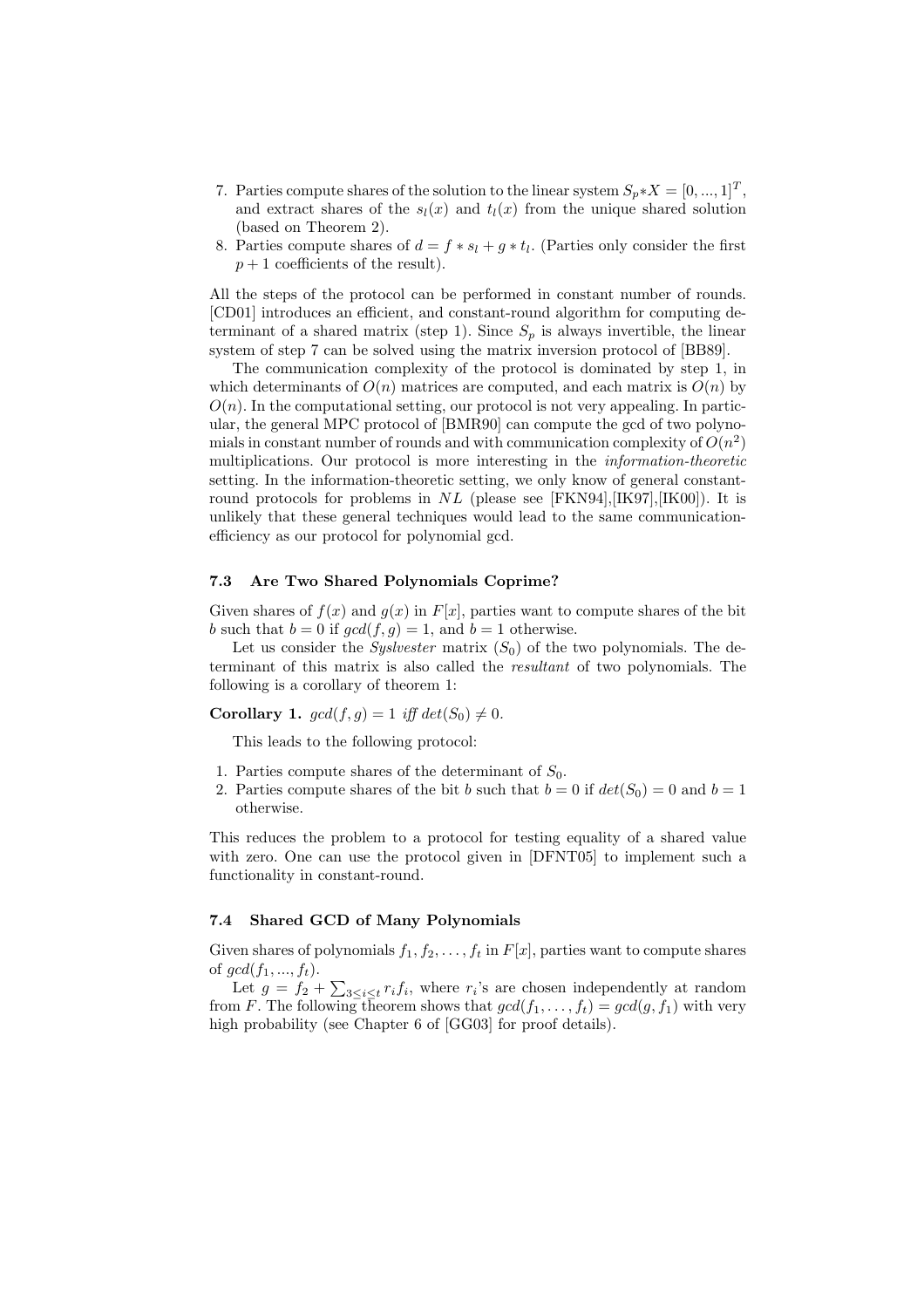7. Parties compute shares of the solution to the linear system $S_p * X = [0, ..., 1]^T$, and extract shares of the $s_l(x)$ and $t_l(x)$ from the unique shared solution (based on Theorem 2).
8. Parties compute shares of $d = f * s_l + g * t_l$. (Parties only consider the first $p + 1$ coefficients of the result).

All the steps of the protocol can be performed in constant number of rounds. [CD01] introduces an efficient, and constant-round algorithm for computing determinant of a shared matrix (step 1). Since $S_p$ is always invertible, the linear system of step 7 can be solved using the matrix inversion protocol of [BB89].

The communication complexity of the protocol is dominated by step 1, in which determinants of $O(n)$ matrices are computed, and each matrix is $O(n)$ by $O(n)$. In the computational setting, our protocol is not very appealing. In particular, the general MPC protocol of [BMR90] can compute the gcd of two polynomials in constant number of rounds and with communication complexity of $O(n^2)$ multiplications. Our protocol is more interesting in the *information-theoretic* setting. In the information-theoretic setting, we only know of general constant-round protocols for problems in $NL$ (please see [FKN94],[IK97],[IK00]). It is unlikely that these general techniques would lead to the same communication-efficiency as our protocol for polynomial gcd.

### 7.3 Are Two Shared Polynomials Coprime?

Given shares of $f(x)$ and $g(x)$ in $F[x]$, parties want to compute shares of the bit $b$ such that $b = 0$ if $gcd(f, g) = 1$, and $b = 1$ otherwise.

Let us consider the *Syslvester* matrix ($S_0$) of the two polynomials. The determinant of this matrix is also called the *resultant* of two polynomials. The following is a corollary of theorem 1:

**Corollary 1.** *$gcd(f, g) = 1$ iff $det(S_0) \neq 0$.*

This leads to the following protocol:

1. Parties compute shares of the determinant of $S_0$.
2. Parties compute shares of the bit $b$ such that $b = 0$ if $det(S_0) = 0$ and $b = 1$ otherwise.

This reduces the problem to a protocol for testing equality of a shared value with zero. One can use the protocol given in [DFNT05] to implement such a functionality in constant-round.

### 7.4 Shared GCD of Many Polynomials

Given shares of polynomials $f_1, f_2, \ldots, f_t$ in $F[x]$, parties want to compute shares of $gcd(f_1, ..., f_t)$.

Let $g = f_2 + \sum_{3 \leq i \leq t} r_i f_i$, where $r_i$'s are chosen independently at random from $F$. The following theorem shows that $gcd(f_1, \ldots, f_t) = gcd(g, f_1)$ with very high probability (see Chapter 6 of [GG03] for proof details).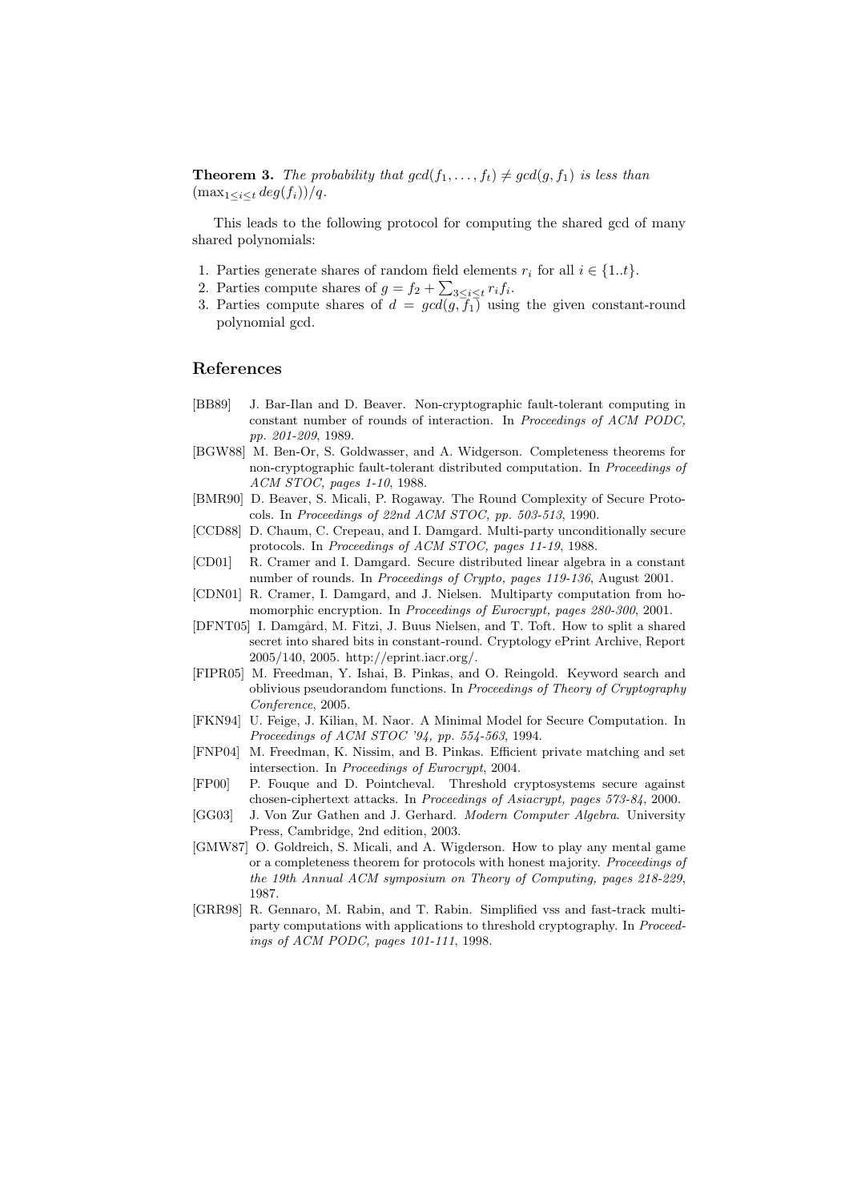**Theorem 3.** *The probability that $gcd(f_1, \ldots, f_t) \neq gcd(g, f_1)$ is less than $(\max_{1 \leq i \leq t} deg(f_i))/q$.*

This leads to the following protocol for computing the shared gcd of many shared polynomials:

1. Parties generate shares of random field elements $r_i$ for all $i \in \{1..t\}$.
2. Parties compute shares of $g = f_2 + \sum_{3 \leq i \leq t} r_i f_i$.
3. Parties compute shares of $d = gcd(g, f_1)$ using the given constant-round polynomial gcd.

## References

- [BB89] J. Bar-Ilan and D. Beaver. Non-cryptographic fault-tolerant computing in constant number of rounds of interaction. In *Proceedings of ACM PODC, pp. 201-209*, 1989.
- [BGW88] M. Ben-Or, S. Goldwasser, and A. Widgerson. Completeness theorems for non-cryptographic fault-tolerant distributed computation. In *Proceedings of ACM STOC, pages 1-10*, 1988.
- [BMR90] D. Beaver, S. Micali, P. Rogaway. The Round Complexity of Secure Protocols. In *Proceedings of 22nd ACM STOC, pp. 503-513*, 1990.
- [CCD88] D. Chaum, C. Crepeau, and I. Damgard. Multi-party unconditionally secure protocols. In *Proceedings of ACM STOC, pages 11-19*, 1988.
- [CD01] R. Cramer and I. Damgard. Secure distributed linear algebra in a constant number of rounds. In *Proceedings of Crypto, pages 119-136*, August 2001.
- [CDN01] R. Cramer, I. Damgard, and J. Nielsen. Multiparty computation from homomorphic encryption. In *Proceedings of Eurocrypt, pages 280-300*, 2001.
- [DFNT05] I. Damgård, M. Fitzi, J. Buus Nielsen, and T. Toft. How to split a shared secret into shared bits in constant-round. Cryptology ePrint Archive, Report 2005/140, 2005. http://eprint.iacr.org/.
- [FIPR05] M. Freedman, Y. Ishai, B. Pinkas, and O. Reingold. Keyword search and oblivious pseudorandom functions. In *Proceedings of Theory of Cryptography Conference*, 2005.
- [FKN94] U. Feige, J. Kilian, M. Naor. A Minimal Model for Secure Computation. In *Proceedings of ACM STOC '94, pp. 554-563*, 1994.
- [FNP04] M. Freedman, K. Nissim, and B. Pinkas. Efficient private matching and set intersection. In *Proceedings of Eurocrypt*, 2004.
- [FP00] P. Fouque and D. Pointcheval. Threshold cryptosystems secure against chosen-ciphertext attacks. In *Proceedings of Asiacrypt, pages 573-84*, 2000.
- [GG03] J. Von Zur Gathen and J. Gerhard. *Modern Computer Algebra*. University Press, Cambridge, 2nd edition, 2003.
- [GMW87] O. Goldreich, S. Micali, and A. Wigderson. How to play any mental game or a completeness theorem for protocols with honest majority. *Proceedings of the 19th Annual ACM symposium on Theory of Computing, pages 218-229*, 1987.
- [GRR98] R. Gennaro, M. Rabin, and T. Rabin. Simplified vss and fast-track multiparty computations with applications to threshold cryptography. In *Proceedings of ACM PODC, pages 101-111*, 1998.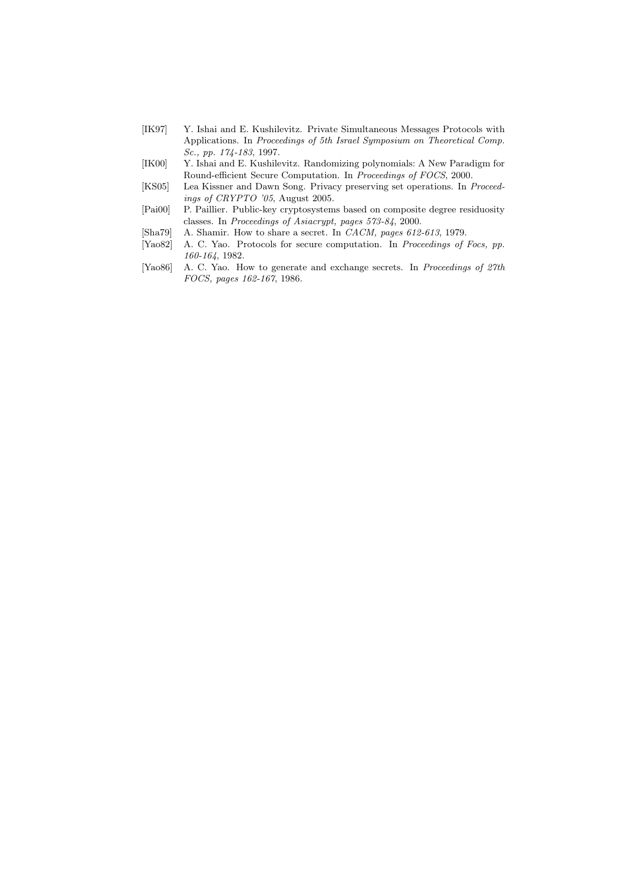[IK97] Y. Ishai and E. Kushilevitz. Private Simultaneous Messages Protocols with Applications. In *Proceedings of 5th Israel Symposium on Theoretical Comp. Sc., pp. 174-183*, 1997.

[IK00] Y. Ishai and E. Kushilevitz. Randomizing polynomials: A New Paradigm for Round-efficient Secure Computation. In *Proceedings of FOCS*, 2000.

[KS05] Lea Kissner and Dawn Song. Privacy preserving set operations. In *Proceedings of CRYPTO '05*, August 2005.

[Pai00] P. Paillier. Public-key cryptosystems based on composite degree residuosity classes. In *Proceedings of Asiacrypt, pages 573-84*, 2000.

[Sha79] A. Shamir. How to share a secret. In *CACM, pages 612-613*, 1979.

[Yao82] A. C. Yao. Protocols for secure computation. In *Proceedings of Focs, pp. 160-164*, 1982.

[Yao86] A. C. Yao. How to generate and exchange secrets. In *Proceedings of 27th FOCS, pages 162-167*, 1986.